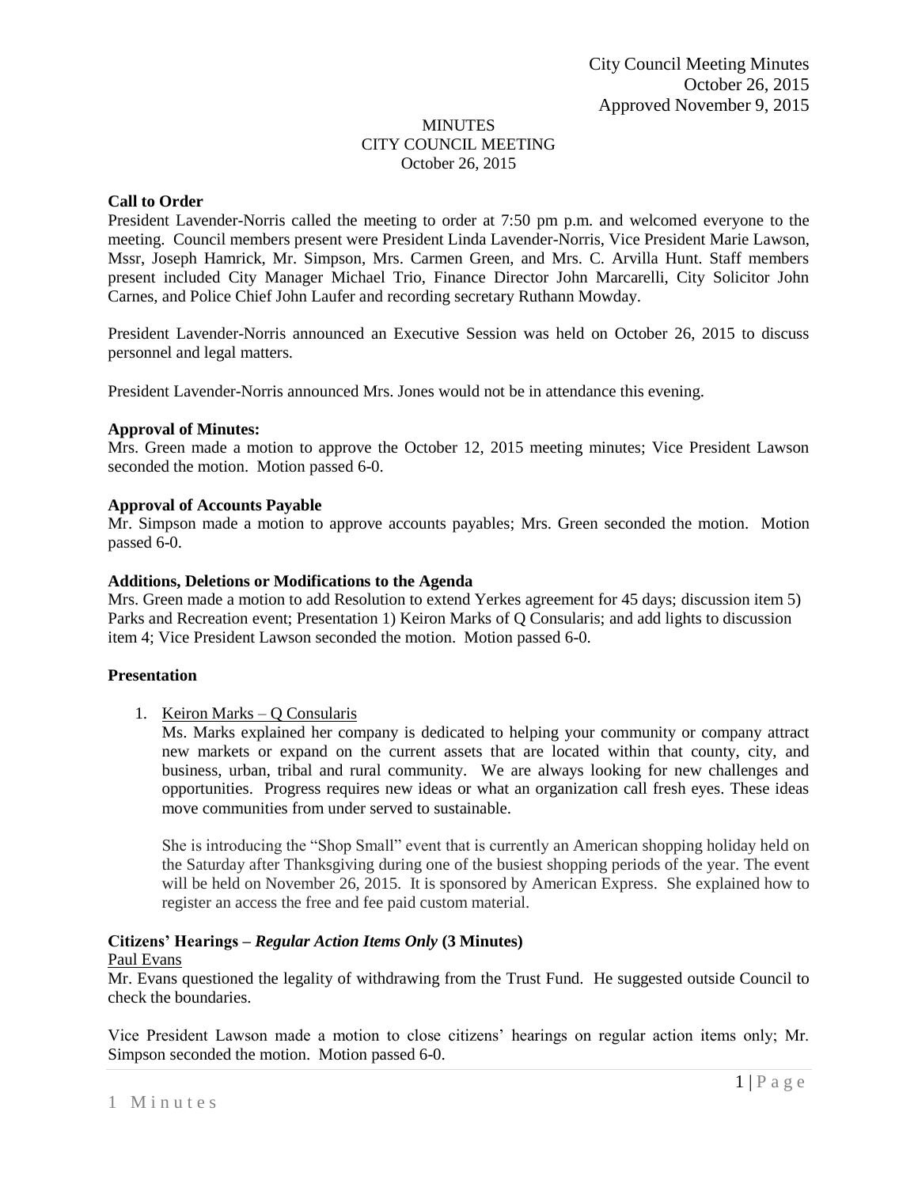City Council Meeting Minutes
October 26, 2015
Approved November 9, 2015

# MINUTES
# CITY COUNCIL MEETING
October 26, 2015

**Call to Order**

President Lavender-Norris called the meeting to order at 7:50 pm p.m. and welcomed everyone to the meeting. Council members present were President Linda Lavender-Norris, Vice President Marie Lawson, Mssr, Joseph Hamrick, Mr. Simpson, Mrs. Carmen Green, and Mrs. C. Arvilla Hunt. Staff members present included City Manager Michael Trio, Finance Director John Marcarelli, City Solicitor John Carnes, and Police Chief John Laufer and recording secretary Ruthann Mowday.

President Lavender-Norris announced an Executive Session was held on October 26, 2015 to discuss personnel and legal matters.

President Lavender-Norris announced Mrs. Jones would not be in attendance this evening.

**Approval of Minutes:**

Mrs. Green made a motion to approve the October 12, 2015 meeting minutes; Vice President Lawson seconded the motion. Motion passed 6-0.

**Approval of Accounts Payable**

Mr. Simpson made a motion to approve accounts payables; Mrs. Green seconded the motion. Motion passed 6-0.

**Additions, Deletions or Modifications to the Agenda**

Mrs. Green made a motion to add Resolution to extend Yerkes agreement for 45 days; discussion item 5) Parks and Recreation event; Presentation 1) Keiron Marks of Q Consularis; and add lights to discussion item 4; Vice President Lawson seconded the motion. Motion passed 6-0.

**Presentation**

1. Keiron Marks – Q Consularis

   Ms. Marks explained her company is dedicated to helping your community or company attract new markets or expand on the current assets that are located within that county, city, and business, urban, tribal and rural community. We are always looking for new challenges and opportunities. Progress requires new ideas or what an organization call fresh eyes. These ideas move communities from under served to sustainable.

   She is introducing the "Shop Small" event that is currently an American shopping holiday held on the Saturday after Thanksgiving during one of the busiest shopping periods of the year. The event will be held on November 26, 2015. It is sponsored by American Express. She explained how to register an access the free and fee paid custom material.

**Citizens' Hearings –** ***Regular Action Items Only*** **(3 Minutes)**

Paul Evans

Mr. Evans questioned the legality of withdrawing from the Trust Fund. He suggested outside Council to check the boundaries.

Vice President Lawson made a motion to close citizens' hearings on regular action items only; Mr. Simpson seconded the motion. Motion passed 6-0.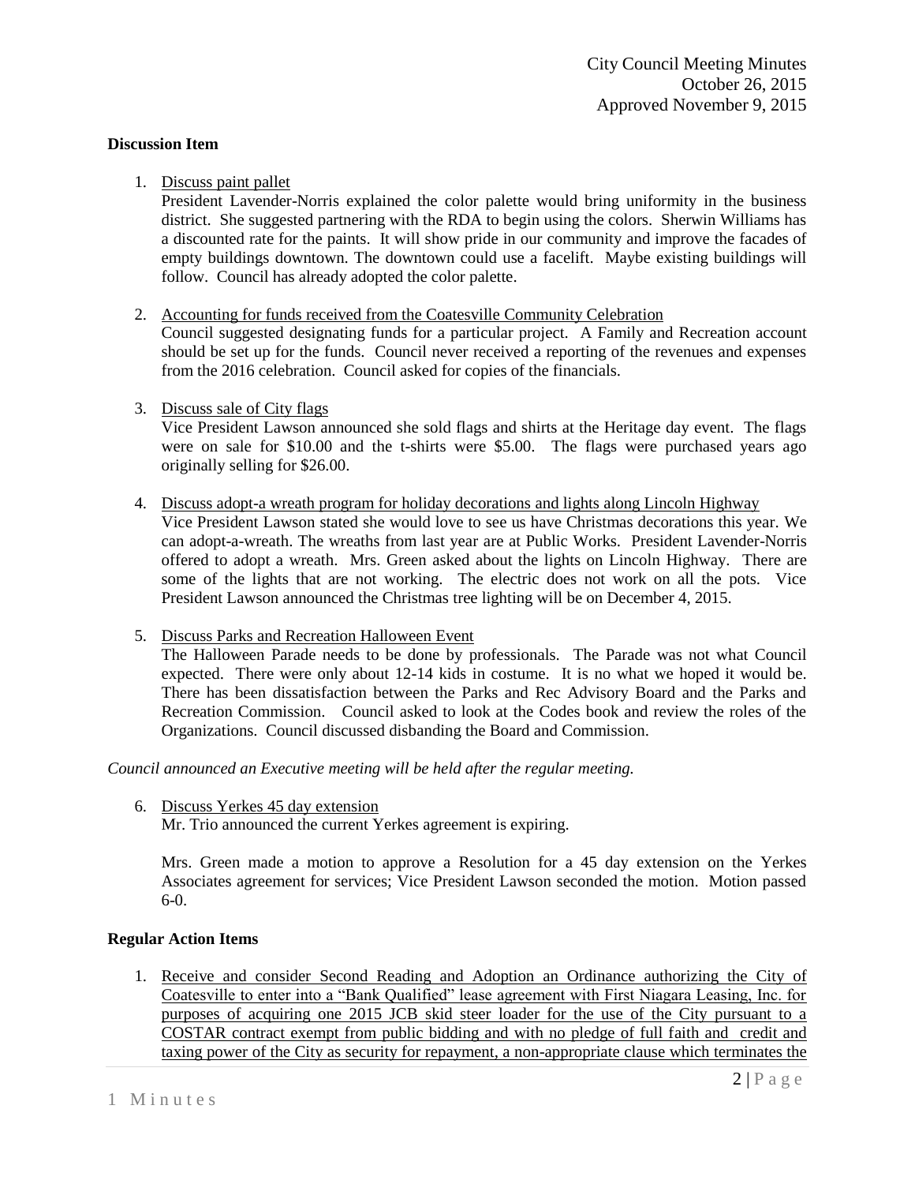**Discussion Item**

1. Discuss paint pallet
   President Lavender-Norris explained the color palette would bring uniformity in the business district. She suggested partnering with the RDA to begin using the colors. Sherwin Williams has a discounted rate for the paints. It will show pride in our community and improve the facades of empty buildings downtown. The downtown could use a facelift. Maybe existing buildings will follow. Council has already adopted the color palette.

2. Accounting for funds received from the Coatesville Community Celebration
   Council suggested designating funds for a particular project. A Family and Recreation account should be set up for the funds. Council never received a reporting of the revenues and expenses from the 2016 celebration. Council asked for copies of the financials.

3. Discuss sale of City flags
   Vice President Lawson announced she sold flags and shirts at the Heritage day event. The flags were on sale for $10.00 and the t-shirts were $5.00. The flags were purchased years ago originally selling for $26.00.

4. Discuss adopt-a wreath program for holiday decorations and lights along Lincoln Highway
   Vice President Lawson stated she would love to see us have Christmas decorations this year. We can adopt-a-wreath. The wreaths from last year are at Public Works. President Lavender-Norris offered to adopt a wreath. Mrs. Green asked about the lights on Lincoln Highway. There are some of the lights that are not working. The electric does not work on all the pots. Vice President Lawson announced the Christmas tree lighting will be on December 4, 2015.

5. Discuss Parks and Recreation Halloween Event
   The Halloween Parade needs to be done by professionals. The Parade was not what Council expected. There were only about 12-14 kids in costume. It is no what we hoped it would be. There has been dissatisfaction between the Parks and Rec Advisory Board and the Parks and Recreation Commission. Council asked to look at the Codes book and review the roles of the Organizations. Council discussed disbanding the Board and Commission.

*Council announced an Executive meeting will be held after the regular meeting.*

6. Discuss Yerkes 45 day extension
   Mr. Trio announced the current Yerkes agreement is expiring.

   Mrs. Green made a motion to approve a Resolution for a 45 day extension on the Yerkes Associates agreement for services; Vice President Lawson seconded the motion. Motion passed 6-0.

**Regular Action Items**

1. Receive and consider Second Reading and Adoption an Ordinance authorizing the City of Coatesville to enter into a "Bank Qualified" lease agreement with First Niagara Leasing, Inc. for purposes of acquiring one 2015 JCB skid steer loader for the use of the City pursuant to a COSTAR contract exempt from public bidding and with no pledge of full faith and credit and taxing power of the City as security for repayment, a non-appropriate clause which terminates the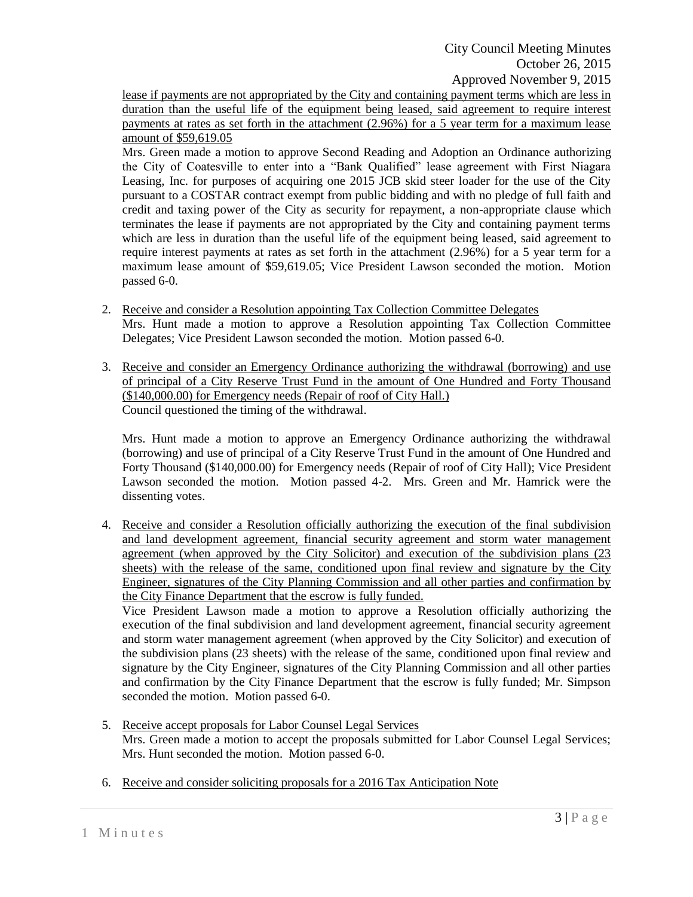lease if payments are not appropriated by the City and containing payment terms which are less in duration than the useful life of the equipment being leased, said agreement to require interest payments at rates as set forth in the attachment (2.96%) for a 5 year term for a maximum lease amount of $59,619.05

Mrs. Green made a motion to approve Second Reading and Adoption an Ordinance authorizing the City of Coatesville to enter into a "Bank Qualified" lease agreement with First Niagara Leasing, Inc. for purposes of acquiring one 2015 JCB skid steer loader for the use of the City pursuant to a COSTAR contract exempt from public bidding and with no pledge of full faith and credit and taxing power of the City as security for repayment, a non-appropriate clause which terminates the lease if payments are not appropriated by the City and containing payment terms which are less in duration than the useful life of the equipment being leased, said agreement to require interest payments at rates as set forth in the attachment (2.96%) for a 5 year term for a maximum lease amount of $59,619.05; Vice President Lawson seconded the motion. Motion passed 6-0.

2. Receive and consider a Resolution appointing Tax Collection Committee Delegates
   Mrs. Hunt made a motion to approve a Resolution appointing Tax Collection Committee Delegates; Vice President Lawson seconded the motion. Motion passed 6-0.

3. Receive and consider an Emergency Ordinance authorizing the withdrawal (borrowing) and use of principal of a City Reserve Trust Fund in the amount of One Hundred and Forty Thousand ($140,000.00) for Emergency needs (Repair of roof of City Hall.)
   Council questioned the timing of the withdrawal.

   Mrs. Hunt made a motion to approve an Emergency Ordinance authorizing the withdrawal (borrowing) and use of principal of a City Reserve Trust Fund in the amount of One Hundred and Forty Thousand ($140,000.00) for Emergency needs (Repair of roof of City Hall); Vice President Lawson seconded the motion. Motion passed 4-2. Mrs. Green and Mr. Hamrick were the dissenting votes.

4. Receive and consider a Resolution officially authorizing the execution of the final subdivision and land development agreement, financial security agreement and storm water management agreement (when approved by the City Solicitor) and execution of the subdivision plans (23 sheets) with the release of the same, conditioned upon final review and signature by the City Engineer, signatures of the City Planning Commission and all other parties and confirmation by the City Finance Department that the escrow is fully funded.
   Vice President Lawson made a motion to approve a Resolution officially authorizing the execution of the final subdivision and land development agreement, financial security agreement and storm water management agreement (when approved by the City Solicitor) and execution of the subdivision plans (23 sheets) with the release of the same, conditioned upon final review and signature by the City Engineer, signatures of the City Planning Commission and all other parties and confirmation by the City Finance Department that the escrow is fully funded; Mr. Simpson seconded the motion. Motion passed 6-0.

5. Receive accept proposals for Labor Counsel Legal Services
   Mrs. Green made a motion to accept the proposals submitted for Labor Counsel Legal Services; Mrs. Hunt seconded the motion. Motion passed 6-0.

6. Receive and consider soliciting proposals for a 2016 Tax Anticipation Note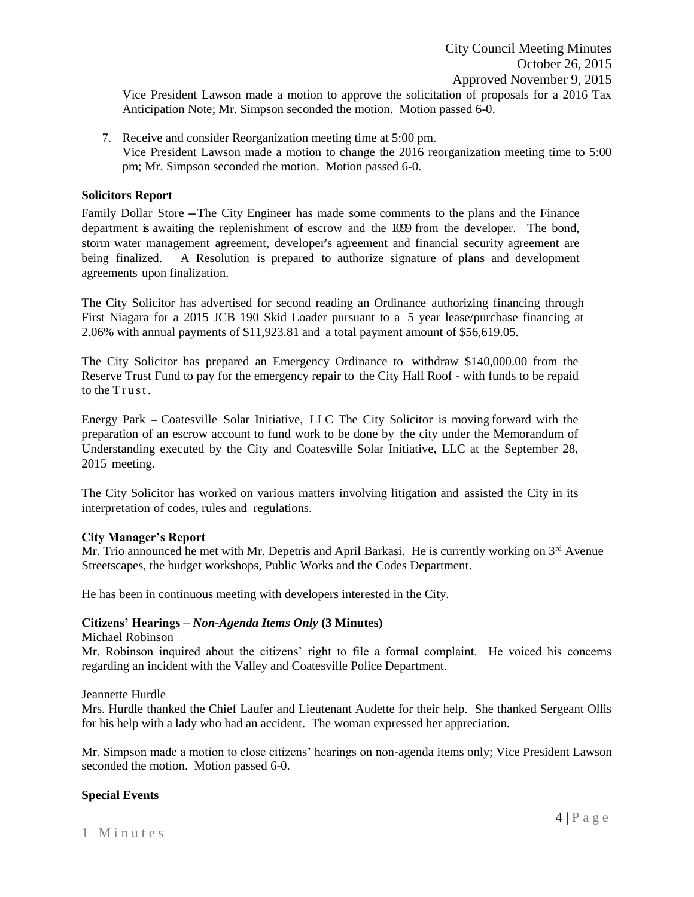Vice President Lawson made a motion to approve the solicitation of proposals for a 2016 Tax Anticipation Note; Mr. Simpson seconded the motion. Motion passed 6-0.

7. Receive and consider Reorganization meeting time at 5:00 pm.
   Vice President Lawson made a motion to change the 2016 reorganization meeting time to 5:00 pm; Mr. Simpson seconded the motion. Motion passed 6-0.

**Solicitors Report**

Family Dollar Store – The City Engineer has made some comments to the plans and the Finance department is awaiting the replenishment of escrow and the 1099 from the developer. The bond, storm water management agreement, developer's agreement and financial security agreement are being finalized. A Resolution is prepared to authorize signature of plans and development agreements upon finalization.

The City Solicitor has advertised for second reading an Ordinance authorizing financing through First Niagara for a 2015 JCB 190 Skid Loader pursuant to a 5 year lease/purchase financing at 2.06% with annual payments of $11,923.81 and a total payment amount of $56,619.05.

The City Solicitor has prepared an Emergency Ordinance to withdraw $140,000.00 from the Reserve Trust Fund to pay for the emergency repair to the City Hall Roof - with funds to be repaid to the Trust.

Energy Park – Coatesville Solar Initiative, LLC The City Solicitor is moving forward with the preparation of an escrow account to fund work to be done by the city under the Memorandum of Understanding executed by the City and Coatesville Solar Initiative, LLC at the September 28, 2015 meeting.

The City Solicitor has worked on various matters involving litigation and assisted the City in its interpretation of codes, rules and regulations.

**City Manager's Report**

Mr. Trio announced he met with Mr. Depetris and April Barkasi. He is currently working on 3rd Avenue Streetscapes, the budget workshops, Public Works and the Codes Department.

He has been in continuous meeting with developers interested in the City.

**Citizens' Hearings – *Non-Agenda Items Only* (3 Minutes)**

Michael Robinson

Mr. Robinson inquired about the citizens' right to file a formal complaint. He voiced his concerns regarding an incident with the Valley and Coatesville Police Department.

Jeannette Hurdle

Mrs. Hurdle thanked the Chief Laufer and Lieutenant Audette for their help. She thanked Sergeant Ollis for his help with a lady who had an accident. The woman expressed her appreciation.

Mr. Simpson made a motion to close citizens' hearings on non-agenda items only; Vice President Lawson seconded the motion. Motion passed 6-0.

**Special Events**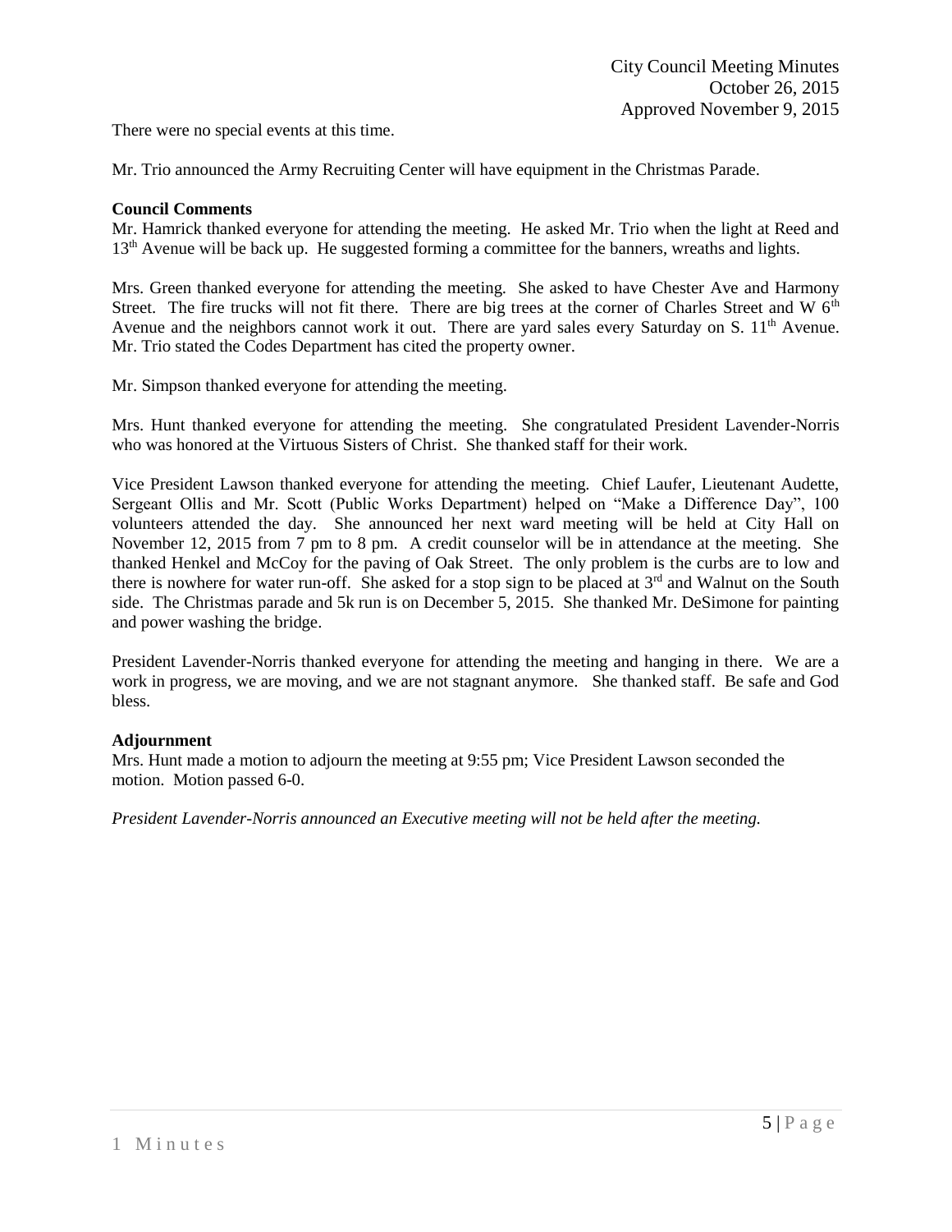There were no special events at this time.

Mr. Trio announced the Army Recruiting Center will have equipment in the Christmas Parade.

**Council Comments**

Mr. Hamrick thanked everyone for attending the meeting. He asked Mr. Trio when the light at Reed and 13th Avenue will be back up. He suggested forming a committee for the banners, wreaths and lights.

Mrs. Green thanked everyone for attending the meeting. She asked to have Chester Ave and Harmony Street. The fire trucks will not fit there. There are big trees at the corner of Charles Street and W 6th Avenue and the neighbors cannot work it out. There are yard sales every Saturday on S. 11th Avenue. Mr. Trio stated the Codes Department has cited the property owner.

Mr. Simpson thanked everyone for attending the meeting.

Mrs. Hunt thanked everyone for attending the meeting. She congratulated President Lavender-Norris who was honored at the Virtuous Sisters of Christ. She thanked staff for their work.

Vice President Lawson thanked everyone for attending the meeting. Chief Laufer, Lieutenant Audette, Sergeant Ollis and Mr. Scott (Public Works Department) helped on "Make a Difference Day", 100 volunteers attended the day. She announced her next ward meeting will be held at City Hall on November 12, 2015 from 7 pm to 8 pm. A credit counselor will be in attendance at the meeting. She thanked Henkel and McCoy for the paving of Oak Street. The only problem is the curbs are to low and there is nowhere for water run-off. She asked for a stop sign to be placed at 3rd and Walnut on the South side. The Christmas parade and 5k run is on December 5, 2015. She thanked Mr. DeSimone for painting and power washing the bridge.

President Lavender-Norris thanked everyone for attending the meeting and hanging in there. We are a work in progress, we are moving, and we are not stagnant anymore. She thanked staff. Be safe and God bless.

**Adjournment**

Mrs. Hunt made a motion to adjourn the meeting at 9:55 pm; Vice President Lawson seconded the motion. Motion passed 6-0.

*President Lavender-Norris announced an Executive meeting will not be held after the meeting.*